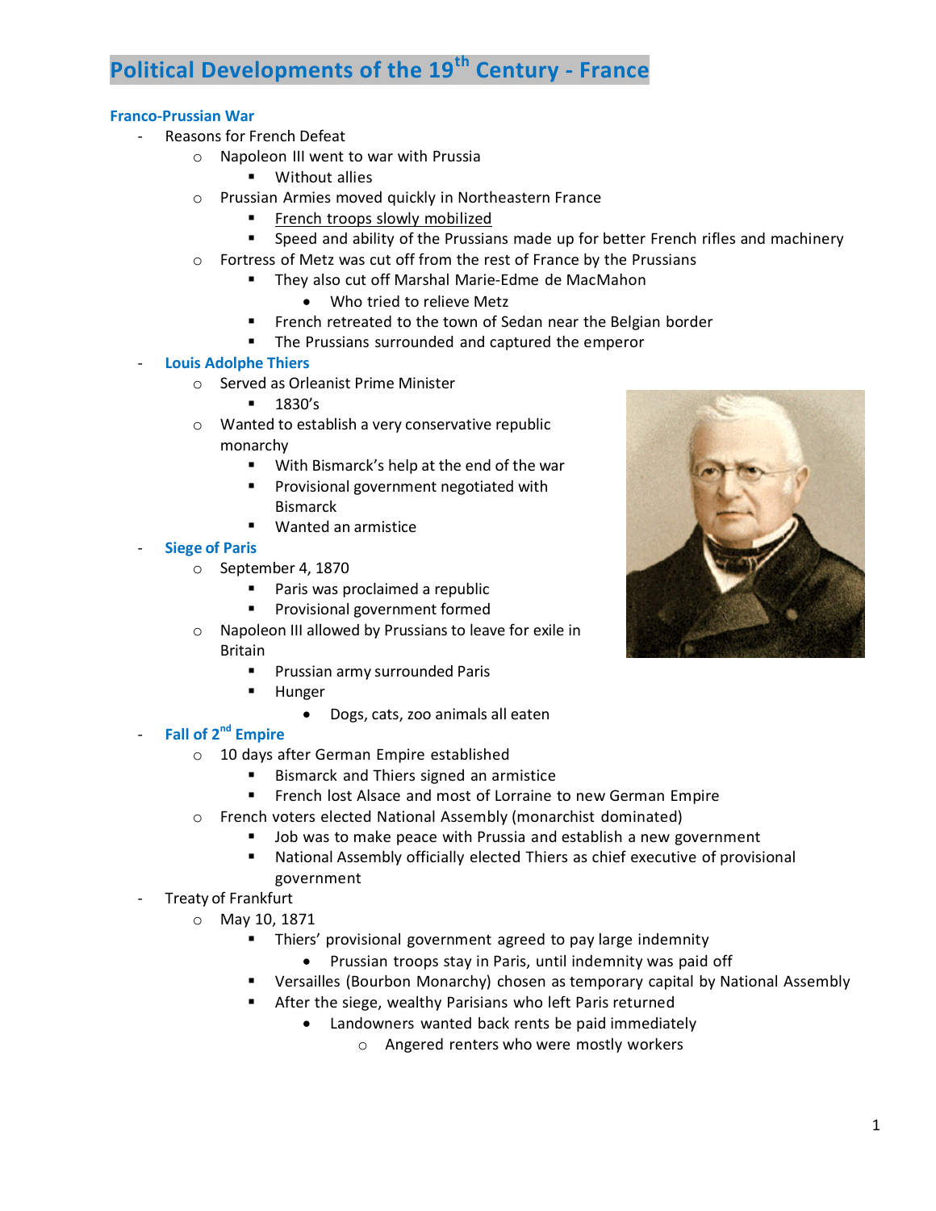# Political Developments of the 19th Century - France

## Franco-Prussian War

- Reasons for French Defeat
  - Napoleon III went to war with Prussia
    - Without allies
  - Prussian Armies moved quickly in Northeastern France
    - French troops slowly mobilized
    - Speed and ability of the Prussians made up for better French rifles and machinery
  - Fortress of Metz was cut off from the rest of France by the Prussians
    - They also cut off Marshal Marie-Edme de MacMahon
      - Who tried to relieve Metz
    - French retreated to the town of Sedan near the Belgian border
    - The Prussians surrounded and captured the emperor
- **Louis Adolphe Thiers**
  - Served as Orleanist Prime Minister
    - 1830's
  - Wanted to establish a very conservative republic monarchy
    - With Bismarck's help at the end of the war
    - Provisional government negotiated with Bismarck
    - Wanted an armistice
- **Siege of Paris**
  - September 4, 1870
    - Paris was proclaimed a republic
    - Provisional government formed
  - Napoleon III allowed by Prussians to leave for exile in Britain
    - Prussian army surrounded Paris
    - Hunger
      - Dogs, cats, zoo animals all eaten
- **Fall of 2nd Empire**
  - 10 days after German Empire established
    - Bismarck and Thiers signed an armistice
    - French lost Alsace and most of Lorraine to new German Empire
  - French voters elected National Assembly (monarchist dominated)
    - Job was to make peace with Prussia and establish a new government
    - National Assembly officially elected Thiers as chief executive of provisional government
- Treaty of Frankfurt
  - May 10, 1871
    - Thiers' provisional government agreed to pay large indemnity
      - Prussian troops stay in Paris, until indemnity was paid off
    - Versailles (Bourbon Monarchy) chosen as temporary capital by National Assembly
    - After the siege, wealthy Parisians who left Paris returned
      - Landowners wanted back rents be paid immediately
        - Angered renters who were mostly workers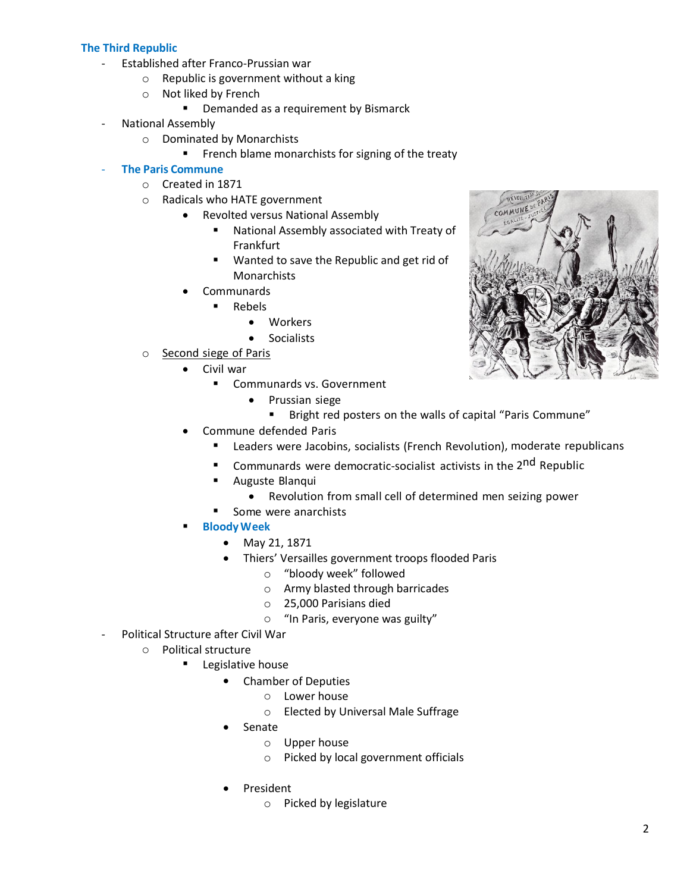### The Third Republic

- Established after Franco-Prussian war
  - Republic is government without a king
  - Not liked by French
    - Demanded as a requirement by Bismarck
- National Assembly
  - Dominated by Monarchists
    - French blame monarchists for signing of the treaty
- **The Paris Commune**
  - Created in 1871
  - Radicals who HATE government
    - Revolted versus National Assembly
      - National Assembly associated with Treaty of Frankfurt
      - Wanted to save the Republic and get rid of Monarchists
    - Communards
      - Rebels
        - Workers
        - Socialists
  - Second siege of Paris
    - Civil war
      - Communards vs. Government
        - Prussian siege
          - Bright red posters on the walls of capital "Paris Commune"
    - Commune defended Paris
      - Leaders were Jacobins, socialists (French Revolution), moderate republicans
      - Communards were democratic-socialist activists in the 2nd Republic
      - Auguste Blanqui
        - Revolution from small cell of determined men seizing power
      - Some were anarchists
      - **Bloody Week**
        - May 21, 1871
        - Thiers' Versailles government troops flooded Paris
          - "bloody week" followed
          - Army blasted through barricades
          - 25,000 Parisians died
          - "In Paris, everyone was guilty"
- Political Structure after Civil War
  - Political structure
    - Legislative house
      - Chamber of Deputies
        - Lower house
        - Elected by Universal Male Suffrage
      - Senate
        - Upper house
        - Picked by local government officials
      - President
        - Picked by legislature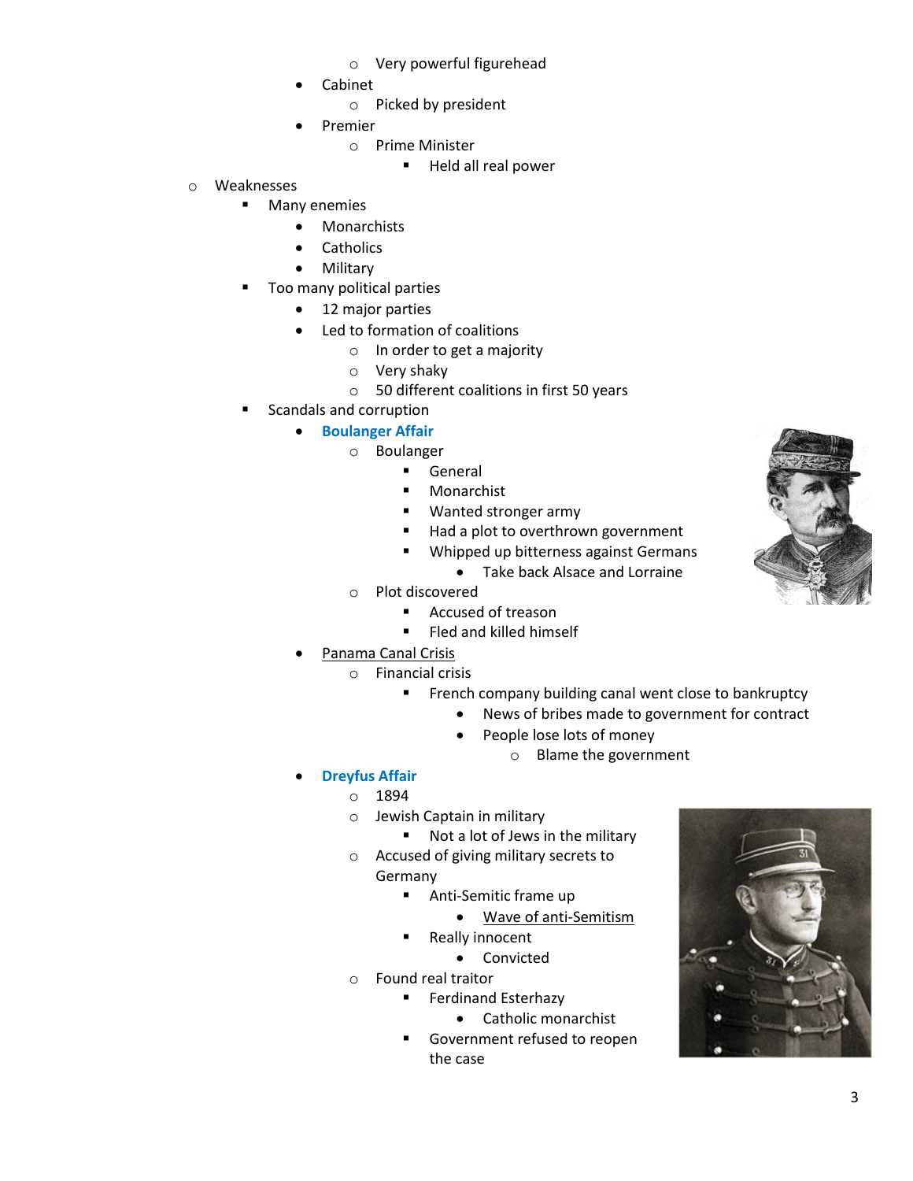- Very powerful figurehead
  - Cabinet
    - Picked by president
  - Premier
    - Prime Minister
      - Held all real power
- Weaknesses
  - Many enemies
    - Monarchists
    - Catholics
    - Military
  - Too many political parties
    - 12 major parties
    - Led to formation of coalitions
      - In order to get a majority
      - Very shaky
      - 50 different coalitions in first 50 years
  - Scandals and corruption
    - **Boulanger Affair**
      - Boulanger
        - General
        - Monarchist
        - Wanted stronger army
        - Had a plot to overthrown government
        - Whipped up bitterness against Germans
          - Take back Alsace and Lorraine
      - Plot discovered
        - Accused of treason
        - Fled and killed himself
    - Panama Canal Crisis
      - Financial crisis
        - French company building canal went close to bankruptcy
          - News of bribes made to government for contract
          - People lose lots of money
            - Blame the government
    - **Dreyfus Affair**
      - 1894
      - Jewish Captain in military
        - Not a lot of Jews in the military
      - Accused of giving military secrets to Germany
        - Anti-Semitic frame up
          - Wave of anti-Semitism
        - Really innocent
          - Convicted
      - Found real traitor
        - Ferdinand Esterhazy
          - Catholic monarchist
        - Government refused to reopen the case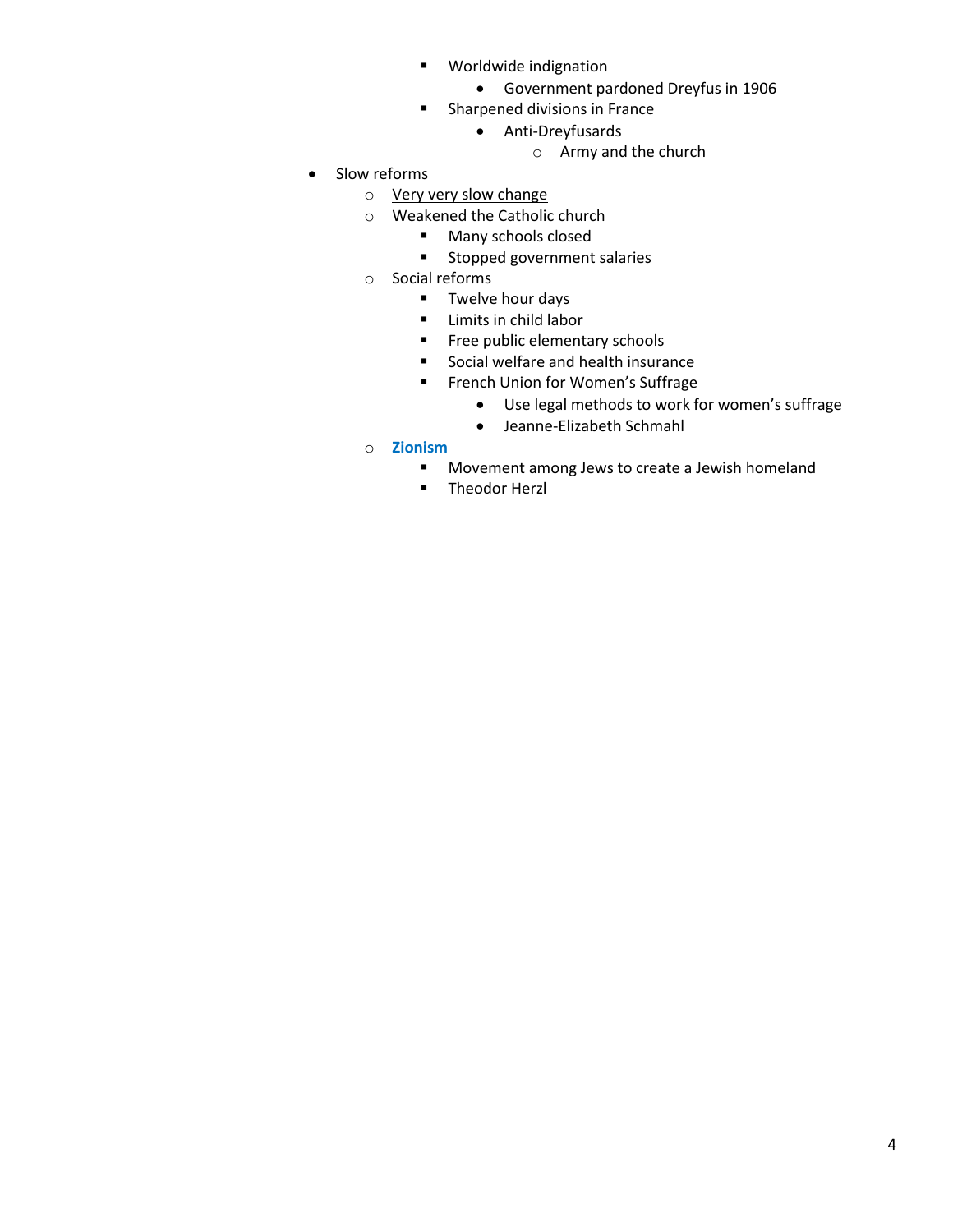- Worldwide indignation
            - Government pardoned Dreyfus in 1906
        - Sharpened divisions in France
            - Anti-Dreyfusards
                - Army and the church

- Slow reforms
    - <u>Very very slow change</u>
    - Weakened the Catholic church
        - Many schools closed
        - Stopped government salaries
    - Social reforms
        - Twelve hour days
        - Limits in child labor
        - Free public elementary schools
        - Social welfare and health insurance
        - French Union for Women's Suffrage
            - Use legal methods to work for women's suffrage
            - Jeanne-Elizabeth Schmahl
    - **Zionism**
        - Movement among Jews to create a Jewish homeland
        - Theodor Herzl